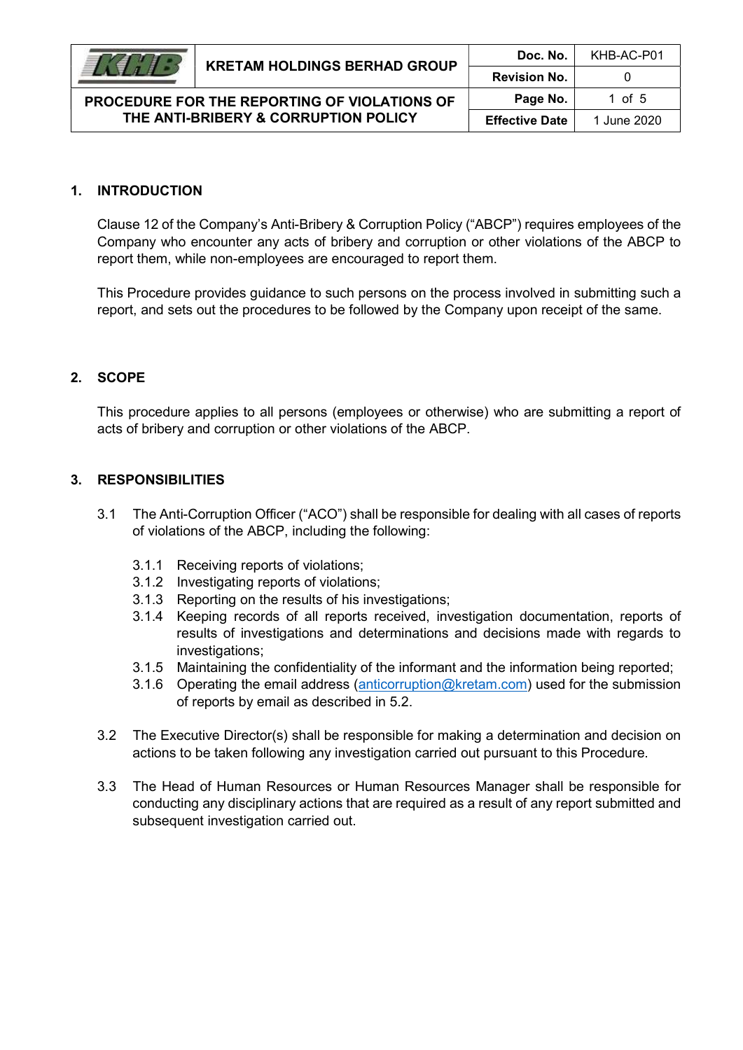## 1. INTRODUCTION

Clause 12 of the Company's Anti-Bribery & Corruption Policy ("ABCP") requires employees of the Company who encounter any acts of bribery and corruption or other violations of the ABCP to report them, while non-employees are encouraged to report them.

This Procedure provides guidance to such persons on the process involved in submitting such a report, and sets out the procedures to be followed by the Company upon receipt of the same.

## 2. SCOPE

This procedure applies to all persons (employees or otherwise) who are submitting a report of acts of bribery and corruption or other violations of the ABCP.

## 3. RESPONSIBILITIES

3.1 The Anti-Corruption Officer ("ACO") shall be responsible for dealing with all cases of reports of violations of the ABCP, including the following:

- 3.1.1 Receiving reports of violations;
- 3.1.2 Investigating reports of violations;
- 3.1.3 Reporting on the results of his investigations;
- 3.1.4 Keeping records of all reports received, investigation documentation, reports of results of investigations and determinations and decisions made with regards to investigations;
- 3.1.5 Maintaining the confidentiality of the informant and the information being reported;
- 3.1.6 Operating the email address (anticorruption@kretam.com) used for the submission of reports by email as described in 5.2.

3.2 The Executive Director(s) shall be responsible for making a determination and decision on actions to be taken following any investigation carried out pursuant to this Procedure.

3.3 The Head of Human Resources or Human Resources Manager shall be responsible for conducting any disciplinary actions that are required as a result of any report submitted and subsequent investigation carried out.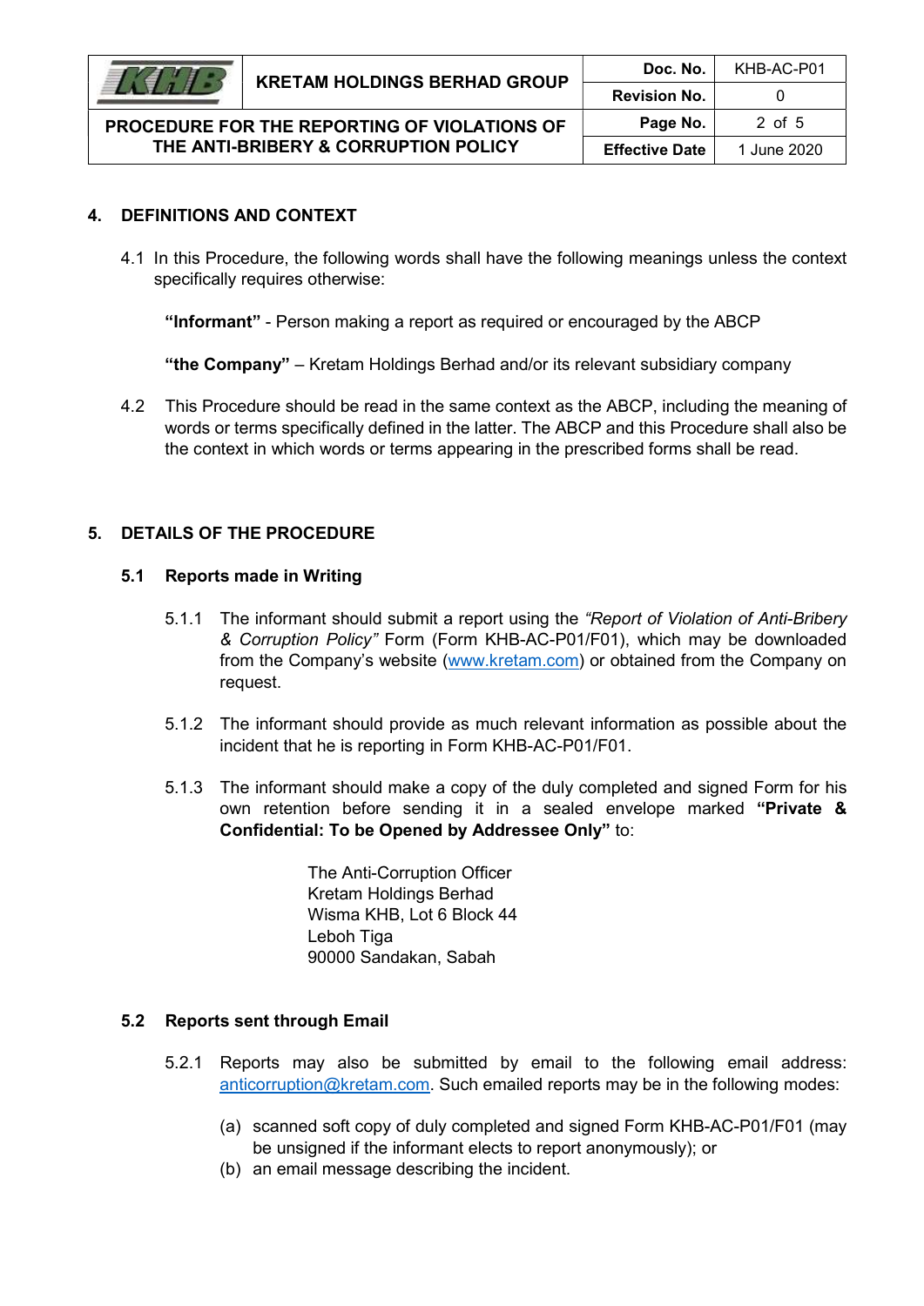## 4. DEFINITIONS AND CONTEXT

4.1 In this Procedure, the following words shall have the following meanings unless the context specifically requires otherwise:

**"Informant"** - Person making a report as required or encouraged by the ABCP

**"the Company"** – Kretam Holdings Berhad and/or its relevant subsidiary company

4.2 This Procedure should be read in the same context as the ABCP, including the meaning of words or terms specifically defined in the latter. The ABCP and this Procedure shall also be the context in which words or terms appearing in the prescribed forms shall be read.

## 5. DETAILS OF THE PROCEDURE

### 5.1 Reports made in Writing

5.1.1 The informant should submit a report using the *"Report of Violation of Anti-Bribery & Corruption Policy"* Form (Form KHB-AC-P01/F01), which may be downloaded from the Company's website (www.kretam.com) or obtained from the Company on request.

5.1.2 The informant should provide as much relevant information as possible about the incident that he is reporting in Form KHB-AC-P01/F01.

5.1.3 The informant should make a copy of the duly completed and signed Form for his own retention before sending it in a sealed envelope marked **"Private & Confidential: To be Opened by Addressee Only"** to:

The Anti-Corruption Officer
Kretam Holdings Berhad
Wisma KHB, Lot 6 Block 44
Leboh Tiga
90000 Sandakan, Sabah

### 5.2 Reports sent through Email

5.2.1 Reports may also be submitted by email to the following email address: anticorruption@kretam.com. Such emailed reports may be in the following modes:

(a) scanned soft copy of duly completed and signed Form KHB-AC-P01/F01 (may be unsigned if the informant elects to report anonymously); or
(b) an email message describing the incident.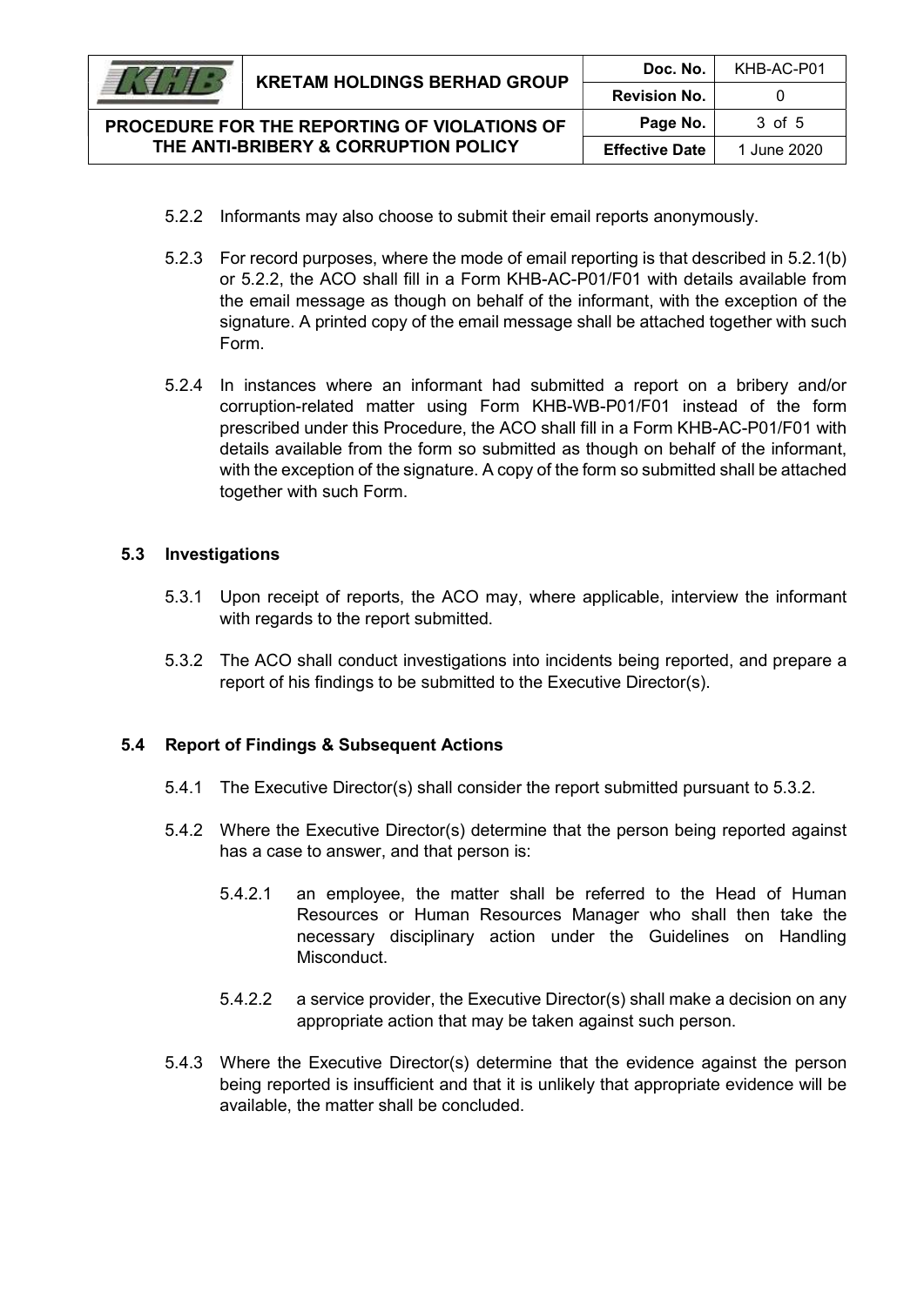5.2.2 Informants may also choose to submit their email reports anonymously.

5.2.3 For record purposes, where the mode of email reporting is that described in 5.2.1(b) or 5.2.2, the ACO shall fill in a Form KHB-AC-P01/F01 with details available from the email message as though on behalf of the informant, with the exception of the signature. A printed copy of the email message shall be attached together with such Form.

5.2.4 In instances where an informant had submitted a report on a bribery and/or corruption-related matter using Form KHB-WB-P01/F01 instead of the form prescribed under this Procedure, the ACO shall fill in a Form KHB-AC-P01/F01 with details available from the form so submitted as though on behalf of the informant, with the exception of the signature. A copy of the form so submitted shall be attached together with such Form.

### 5.3 Investigations

5.3.1 Upon receipt of reports, the ACO may, where applicable, interview the informant with regards to the report submitted.

5.3.2 The ACO shall conduct investigations into incidents being reported, and prepare a report of his findings to be submitted to the Executive Director(s).

### 5.4 Report of Findings & Subsequent Actions

5.4.1 The Executive Director(s) shall consider the report submitted pursuant to 5.3.2.

5.4.2 Where the Executive Director(s) determine that the person being reported against has a case to answer, and that person is:

5.4.2.1 an employee, the matter shall be referred to the Head of Human Resources or Human Resources Manager who shall then take the necessary disciplinary action under the Guidelines on Handling Misconduct.

5.4.2.2 a service provider, the Executive Director(s) shall make a decision on any appropriate action that may be taken against such person.

5.4.3 Where the Executive Director(s) determine that the evidence against the person being reported is insufficient and that it is unlikely that appropriate evidence will be available, the matter shall be concluded.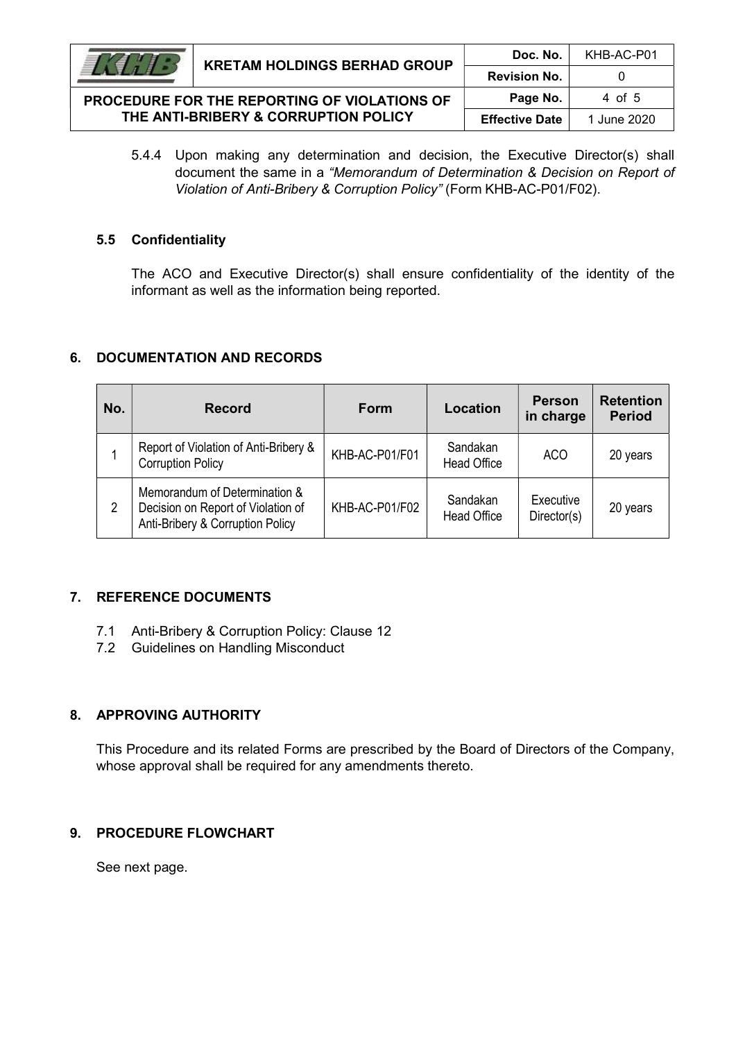5.4.4 Upon making any determination and decision, the Executive Director(s) shall document the same in a *"Memorandum of Determination & Decision on Report of Violation of Anti-Bribery & Corruption Policy"* (Form KHB-AC-P01/F02).

### 5.5 Confidentiality

The ACO and Executive Director(s) shall ensure confidentiality of the identity of the informant as well as the information being reported.

## 6. DOCUMENTATION AND RECORDS

| No. | Record | Form | Location | Person in charge | Retention Period |
|---|---|---|---|---|---|
| 1 | Report of Violation of Anti-Bribery & Corruption Policy | KHB-AC-P01/F01 | Sandakan Head Office | ACO | 20 years |
| 2 | Memorandum of Determination & Decision on Report of Violation of Anti-Bribery & Corruption Policy | KHB-AC-P01/F02 | Sandakan Head Office | Executive Director(s) | 20 years |

## 7. REFERENCE DOCUMENTS

7.1 Anti-Bribery & Corruption Policy: Clause 12

7.2 Guidelines on Handling Misconduct

## 8. APPROVING AUTHORITY

This Procedure and its related Forms are prescribed by the Board of Directors of the Company, whose approval shall be required for any amendments thereto.

## 9. PROCEDURE FLOWCHART

See next page.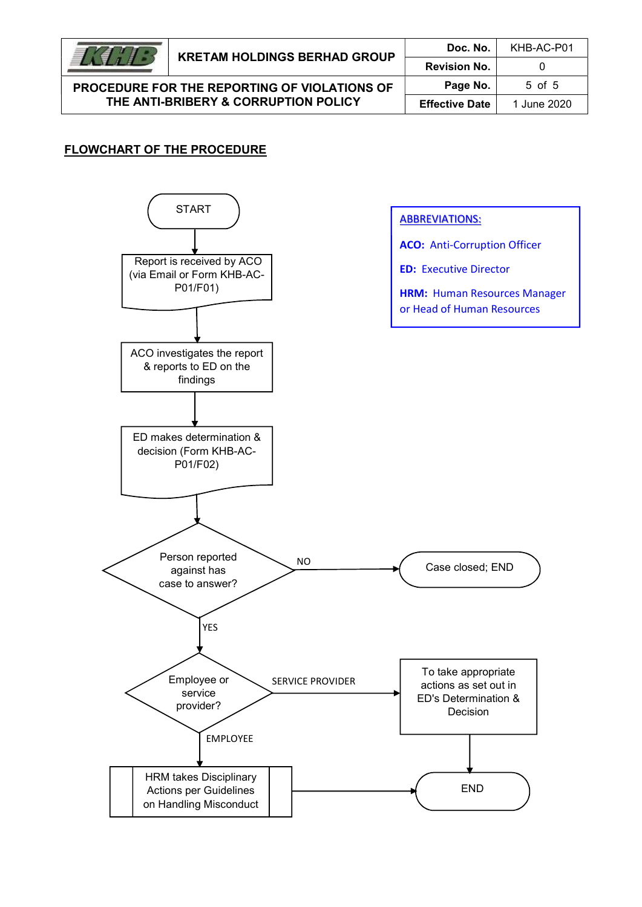## FLOWCHART OF THE PROCEDURE

START

Report is received by ACO (via Email or Form KHB-AC-P01/F01)

ACO investigates the report & reports to ED on the findings

ED makes determination & decision (Form KHB-AC-P01/F02)

Person reported against has case to answer?

NO

Case closed; END

YES

Employee or service provider?

SERVICE PROVIDER

To take appropriate actions as set out in ED's Determination & Decision

EMPLOYEE

HRM takes Disciplinary Actions per Guidelines on Handling Misconduct

END

**ABBREVIATIONS:**

**ACO:** Anti-Corruption Officer

**ED:** Executive Director

**HRM:** Human Resources Manager or Head of Human Resources